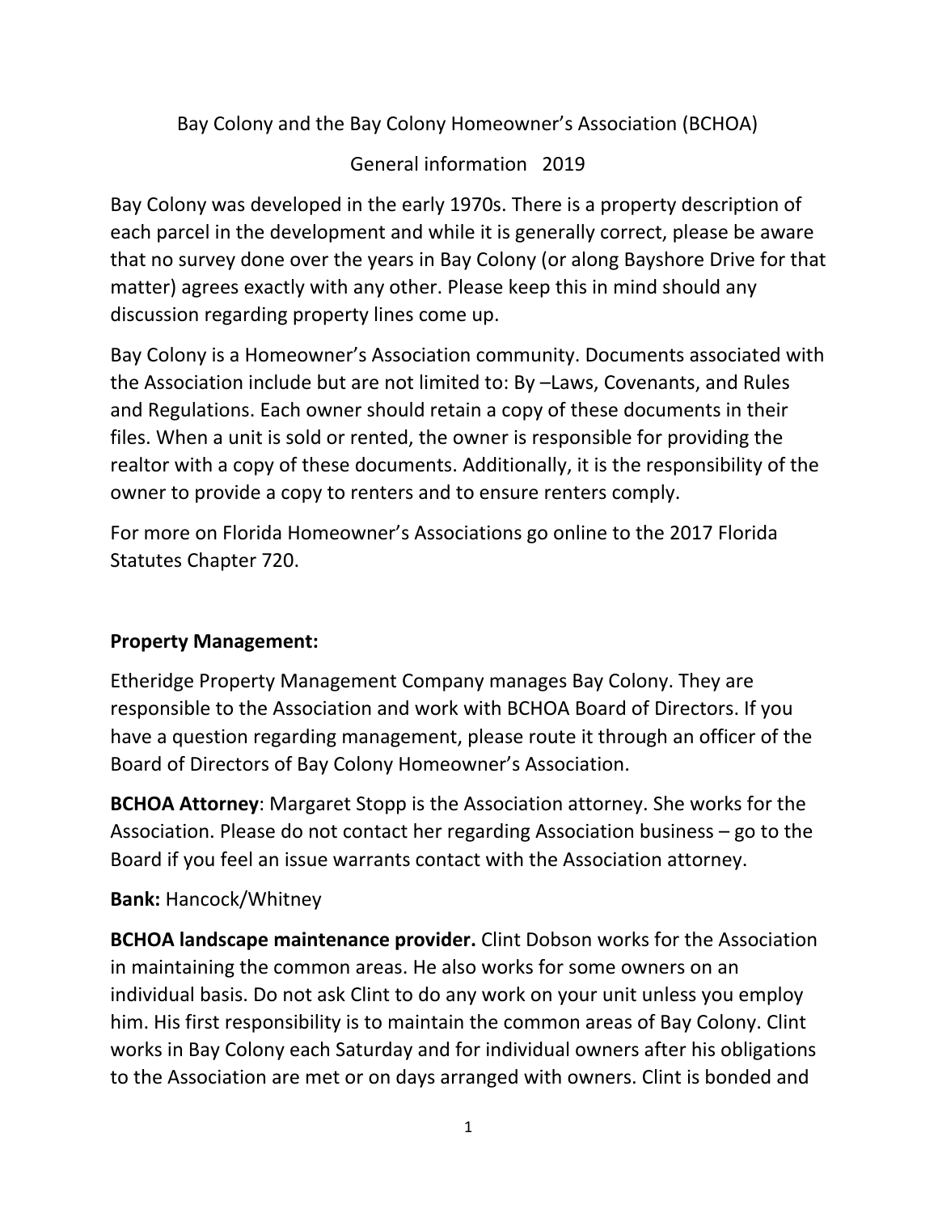Bay Colony and the Bay Colony Homeowner's Association (BCHOA)

General information 2019

Bay Colony was developed in the early 1970s. There is a property description of each parcel in the development and while it is generally correct, please be aware that no survey done over the years in Bay Colony (or along Bayshore Drive for that matter) agrees exactly with any other. Please keep this in mind should any discussion regarding property lines come up.

Bay Colony is a Homeowner's Association community. Documents associated with the Association include but are not limited to: By –Laws, Covenants, and Rules and Regulations. Each owner should retain a copy of these documents in their files. When a unit is sold or rented, the owner is responsible for providing the realtor with a copy of these documents. Additionally, it is the responsibility of the owner to provide a copy to renters and to ensure renters comply.

For more on Florida Homeowner's Associations go online to the 2017 Florida Statutes Chapter 720.

**Property Management:**

Etheridge Property Management Company manages Bay Colony. They are responsible to the Association and work with BCHOA Board of Directors. If you have a question regarding management, please route it through an officer of the Board of Directors of Bay Colony Homeowner's Association.

**BCHOA Attorney**: Margaret Stopp is the Association attorney. She works for the Association. Please do not contact her regarding Association business – go to the Board if you feel an issue warrants contact with the Association attorney.

**Bank:** Hancock/Whitney

**BCHOA landscape maintenance provider.** Clint Dobson works for the Association in maintaining the common areas. He also works for some owners on an individual basis. Do not ask Clint to do any work on your unit unless you employ him. His first responsibility is to maintain the common areas of Bay Colony. Clint works in Bay Colony each Saturday and for individual owners after his obligations to the Association are met or on days arranged with owners. Clint is bonded and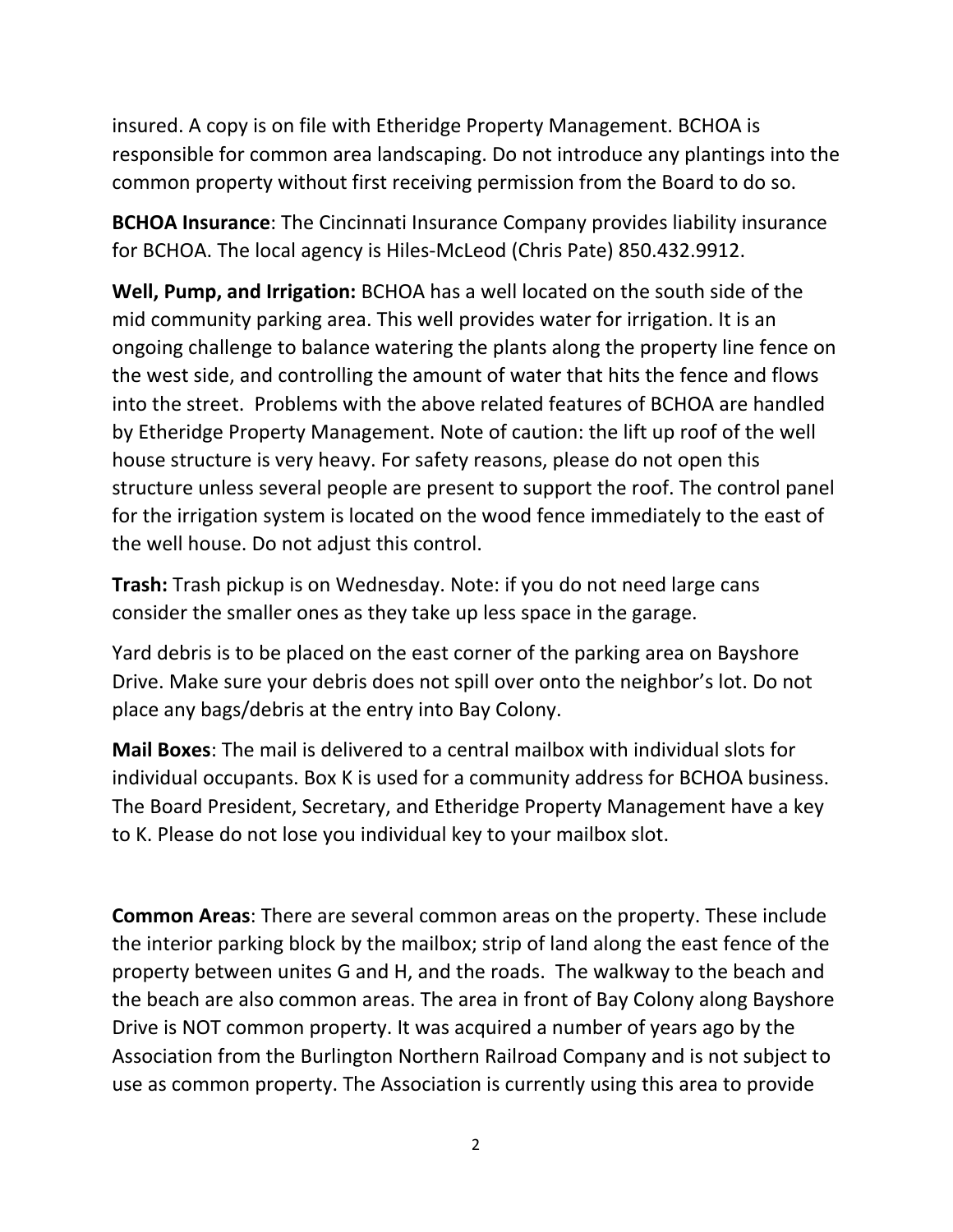insured. A copy is on file with Etheridge Property Management. BCHOA is responsible for common area landscaping. Do not introduce any plantings into the common property without first receiving permission from the Board to do so.

**BCHOA Insurance**: The Cincinnati Insurance Company provides liability insurance for BCHOA. The local agency is Hiles-McLeod (Chris Pate) 850.432.9912.

**Well, Pump, and Irrigation:** BCHOA has a well located on the south side of the mid community parking area. This well provides water for irrigation. It is an ongoing challenge to balance watering the plants along the property line fence on the west side, and controlling the amount of water that hits the fence and flows into the street. Problems with the above related features of BCHOA are handled by Etheridge Property Management. Note of caution: the lift up roof of the well house structure is very heavy. For safety reasons, please do not open this structure unless several people are present to support the roof. The control panel for the irrigation system is located on the wood fence immediately to the east of the well house. Do not adjust this control.

**Trash:** Trash pickup is on Wednesday. Note: if you do not need large cans consider the smaller ones as they take up less space in the garage.

Yard debris is to be placed on the east corner of the parking area on Bayshore Drive. Make sure your debris does not spill over onto the neighbor's lot. Do not place any bags/debris at the entry into Bay Colony.

**Mail Boxes**: The mail is delivered to a central mailbox with individual slots for individual occupants. Box K is used for a community address for BCHOA business. The Board President, Secretary, and Etheridge Property Management have a key to K. Please do not lose you individual key to your mailbox slot.

**Common Areas**: There are several common areas on the property. These include the interior parking block by the mailbox; strip of land along the east fence of the property between unites G and H, and the roads. The walkway to the beach and the beach are also common areas. The area in front of Bay Colony along Bayshore Drive is NOT common property. It was acquired a number of years ago by the Association from the Burlington Northern Railroad Company and is not subject to use as common property. The Association is currently using this area to provide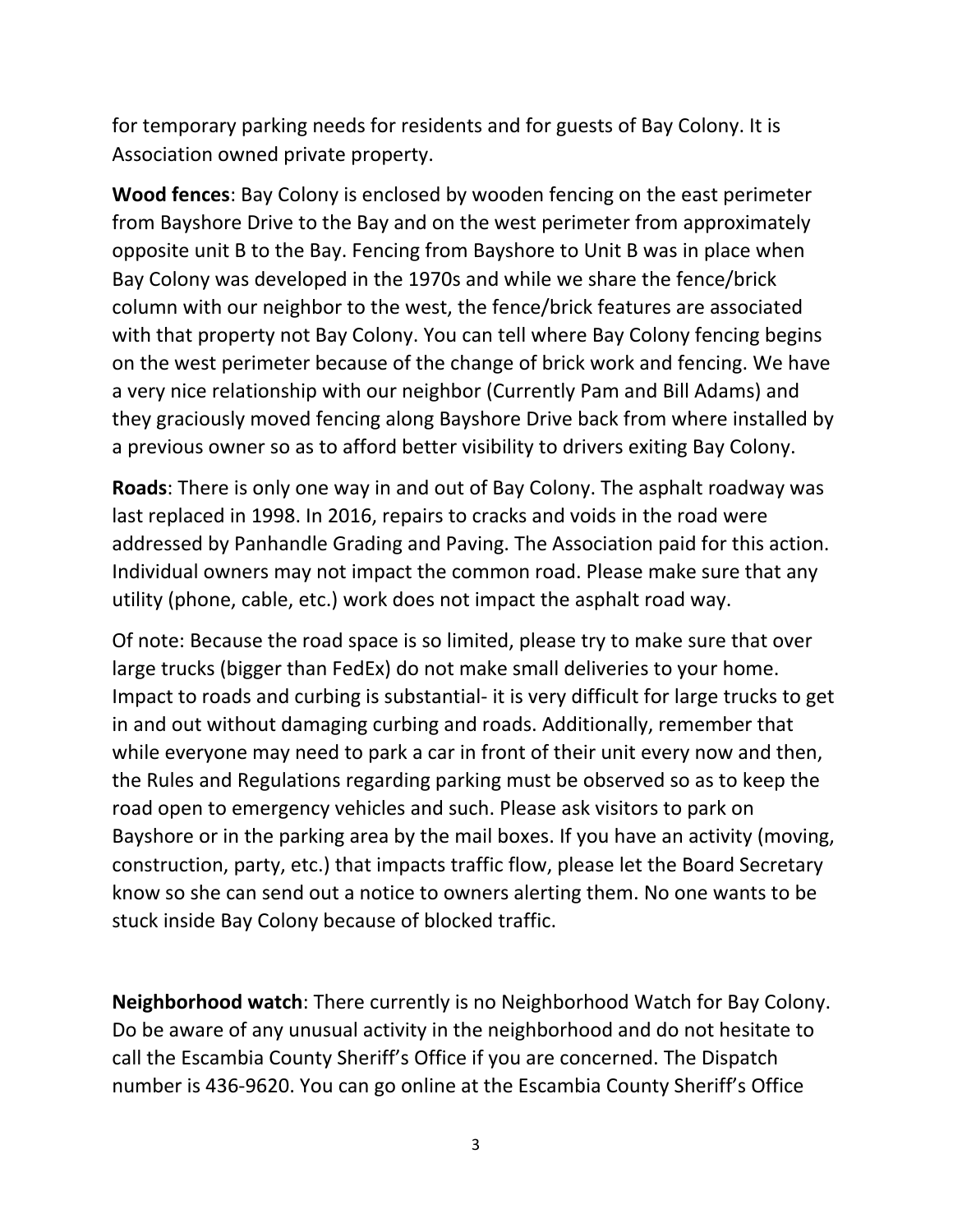for temporary parking needs for residents and for guests of Bay Colony. It is Association owned private property.

**Wood fences**: Bay Colony is enclosed by wooden fencing on the east perimeter from Bayshore Drive to the Bay and on the west perimeter from approximately opposite unit B to the Bay. Fencing from Bayshore to Unit B was in place when Bay Colony was developed in the 1970s and while we share the fence/brick column with our neighbor to the west, the fence/brick features are associated with that property not Bay Colony. You can tell where Bay Colony fencing begins on the west perimeter because of the change of brick work and fencing. We have a very nice relationship with our neighbor (Currently Pam and Bill Adams) and they graciously moved fencing along Bayshore Drive back from where installed by a previous owner so as to afford better visibility to drivers exiting Bay Colony.

**Roads**: There is only one way in and out of Bay Colony. The asphalt roadway was last replaced in 1998. In 2016, repairs to cracks and voids in the road were addressed by Panhandle Grading and Paving. The Association paid for this action. Individual owners may not impact the common road. Please make sure that any utility (phone, cable, etc.) work does not impact the asphalt road way.

Of note: Because the road space is so limited, please try to make sure that over large trucks (bigger than FedEx) do not make small deliveries to your home. Impact to roads and curbing is substantial- it is very difficult for large trucks to get in and out without damaging curbing and roads. Additionally, remember that while everyone may need to park a car in front of their unit every now and then, the Rules and Regulations regarding parking must be observed so as to keep the road open to emergency vehicles and such. Please ask visitors to park on Bayshore or in the parking area by the mail boxes. If you have an activity (moving, construction, party, etc.) that impacts traffic flow, please let the Board Secretary know so she can send out a notice to owners alerting them. No one wants to be stuck inside Bay Colony because of blocked traffic.

**Neighborhood watch**: There currently is no Neighborhood Watch for Bay Colony. Do be aware of any unusual activity in the neighborhood and do not hesitate to call the Escambia County Sheriff's Office if you are concerned. The Dispatch number is 436-9620. You can go online at the Escambia County Sheriff's Office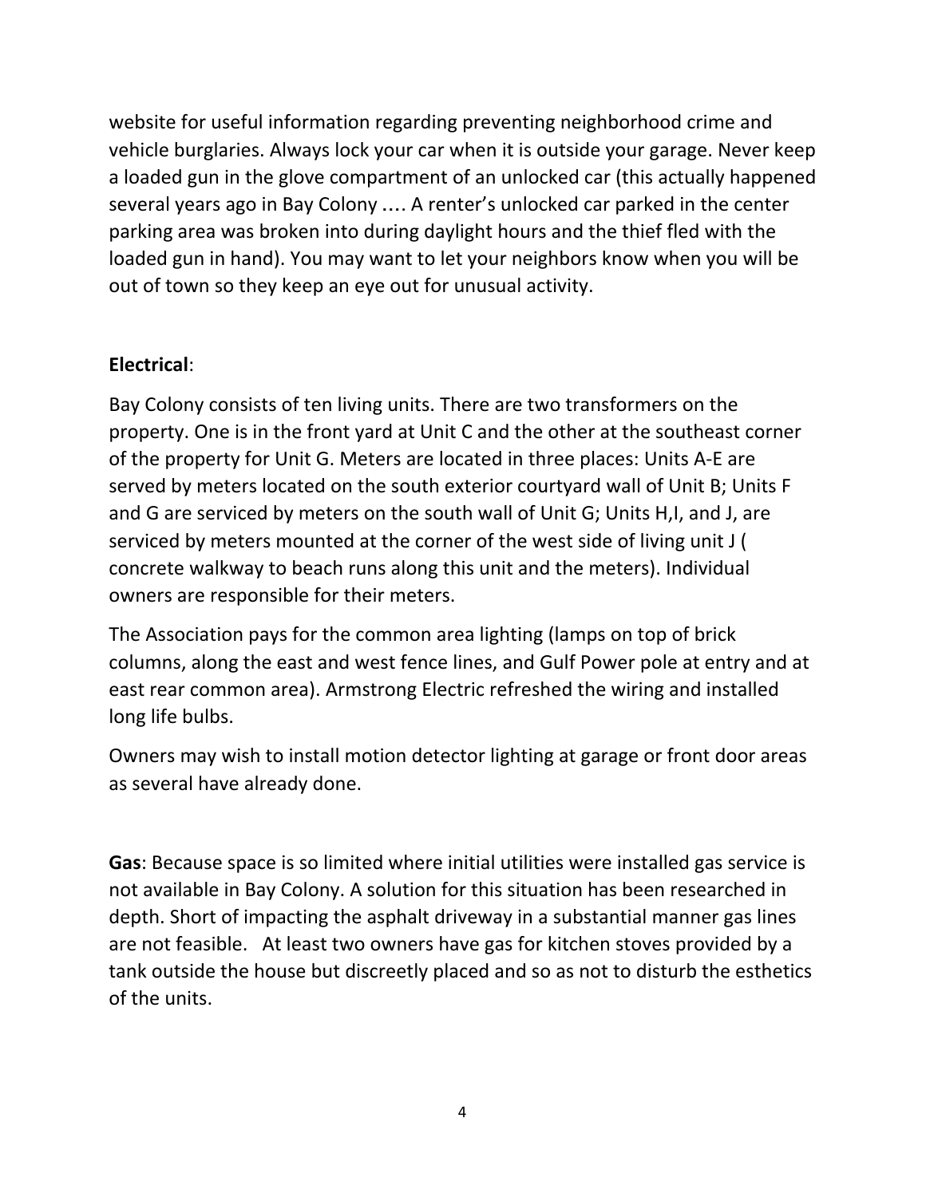website for useful information regarding preventing neighborhood crime and vehicle burglaries. Always lock your car when it is outside your garage. Never keep a loaded gun in the glove compartment of an unlocked car (this actually happened several years ago in Bay Colony …. A renter's unlocked car parked in the center parking area was broken into during daylight hours and the thief fled with the loaded gun in hand). You may want to let your neighbors know when you will be out of town so they keep an eye out for unusual activity.

**Electrical**:

Bay Colony consists of ten living units. There are two transformers on the property. One is in the front yard at Unit C and the other at the southeast corner of the property for Unit G. Meters are located in three places: Units A-E are served by meters located on the south exterior courtyard wall of Unit B; Units F and G are serviced by meters on the south wall of Unit G; Units H,I, and J, are serviced by meters mounted at the corner of the west side of living unit J ( concrete walkway to beach runs along this unit and the meters). Individual owners are responsible for their meters.

The Association pays for the common area lighting (lamps on top of brick columns, along the east and west fence lines, and Gulf Power pole at entry and at east rear common area). Armstrong Electric refreshed the wiring and installed long life bulbs.

Owners may wish to install motion detector lighting at garage or front door areas as several have already done.

**Gas**: Because space is so limited where initial utilities were installed gas service is not available in Bay Colony. A solution for this situation has been researched in depth. Short of impacting the asphalt driveway in a substantial manner gas lines are not feasible. At least two owners have gas for kitchen stoves provided by a tank outside the house but discreetly placed and so as not to disturb the esthetics of the units.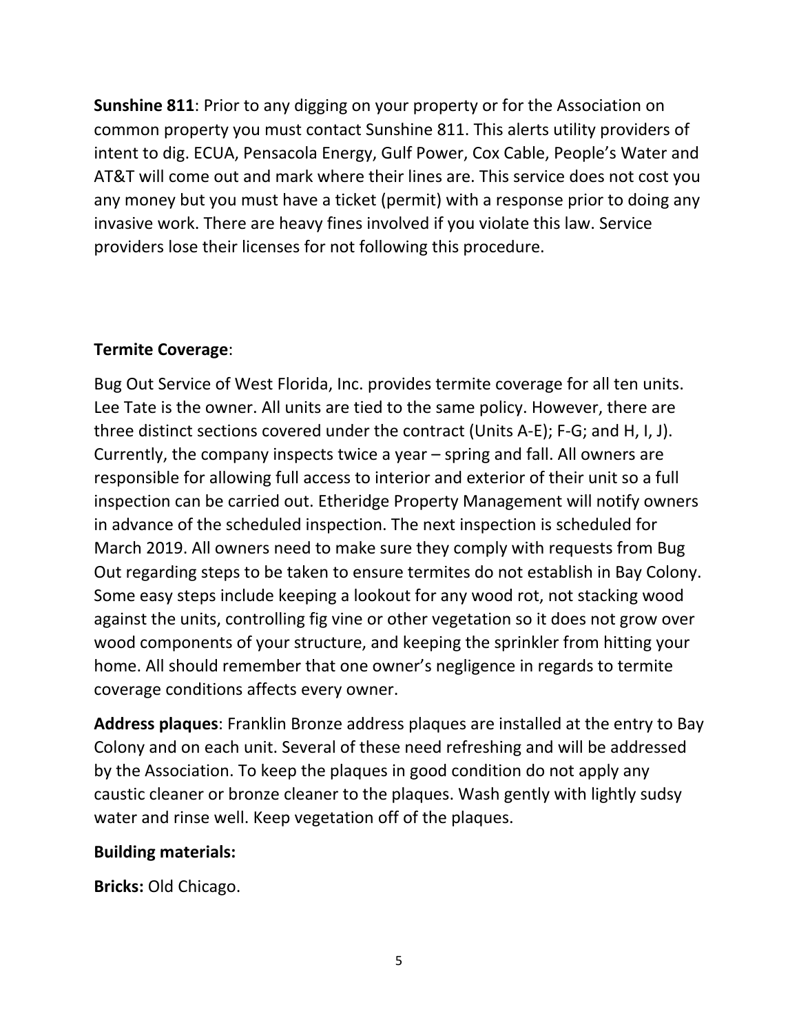**Sunshine 811**: Prior to any digging on your property or for the Association on common property you must contact Sunshine 811. This alerts utility providers of intent to dig. ECUA, Pensacola Energy, Gulf Power, Cox Cable, People's Water and AT&T will come out and mark where their lines are. This service does not cost you any money but you must have a ticket (permit) with a response prior to doing any invasive work. There are heavy fines involved if you violate this law. Service providers lose their licenses for not following this procedure.

**Termite Coverage**:

Bug Out Service of West Florida, Inc. provides termite coverage for all ten units. Lee Tate is the owner. All units are tied to the same policy. However, there are three distinct sections covered under the contract (Units A-E); F-G; and H, I, J). Currently, the company inspects twice a year – spring and fall. All owners are responsible for allowing full access to interior and exterior of their unit so a full inspection can be carried out. Etheridge Property Management will notify owners in advance of the scheduled inspection. The next inspection is scheduled for March 2019. All owners need to make sure they comply with requests from Bug Out regarding steps to be taken to ensure termites do not establish in Bay Colony. Some easy steps include keeping a lookout for any wood rot, not stacking wood against the units, controlling fig vine or other vegetation so it does not grow over wood components of your structure, and keeping the sprinkler from hitting your home. All should remember that one owner's negligence in regards to termite coverage conditions affects every owner.

**Address plaques**: Franklin Bronze address plaques are installed at the entry to Bay Colony and on each unit. Several of these need refreshing and will be addressed by the Association. To keep the plaques in good condition do not apply any caustic cleaner or bronze cleaner to the plaques. Wash gently with lightly sudsy water and rinse well. Keep vegetation off of the plaques.

**Building materials:**

**Bricks:** Old Chicago.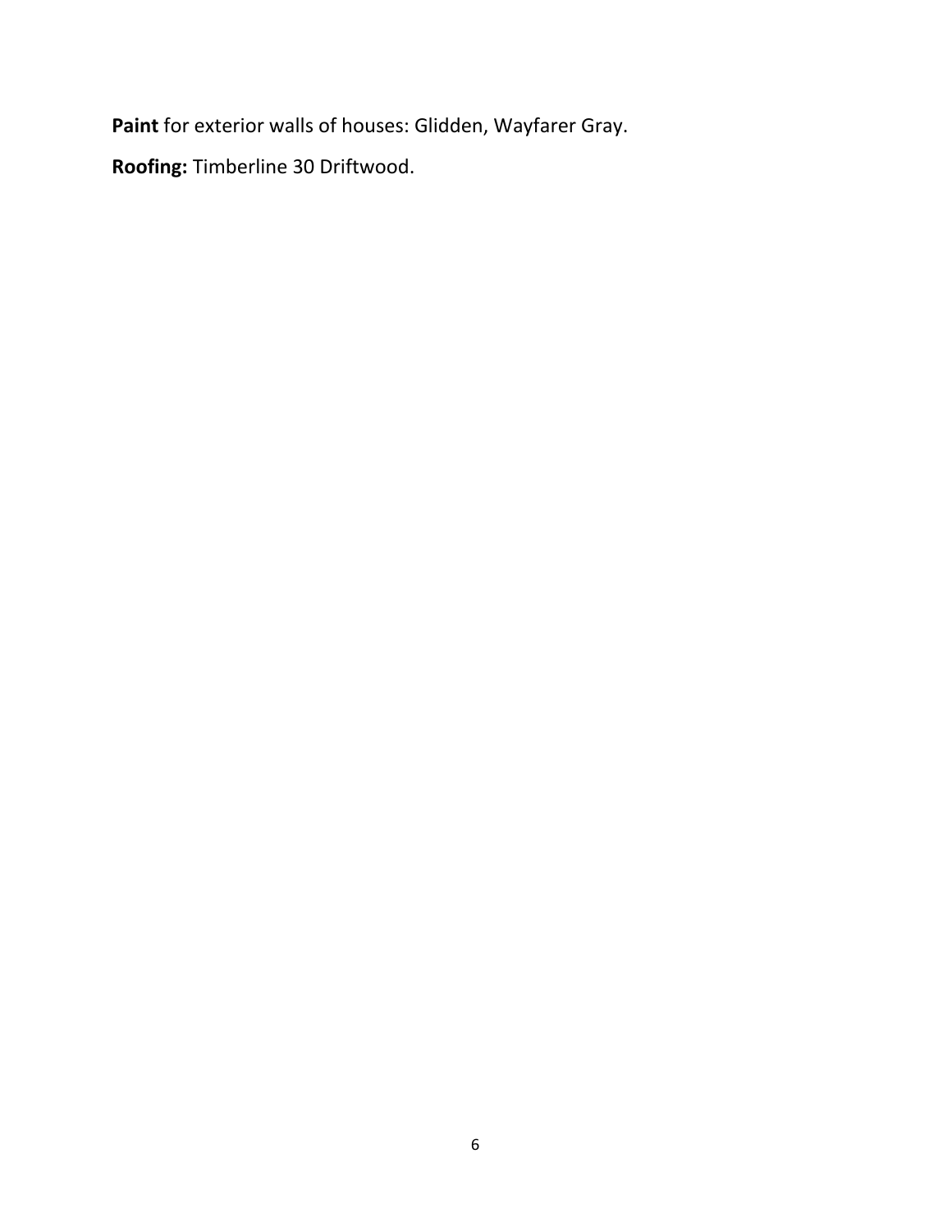**Paint** for exterior walls of houses: Glidden, Wayfarer Gray.

**Roofing:** Timberline 30 Driftwood.